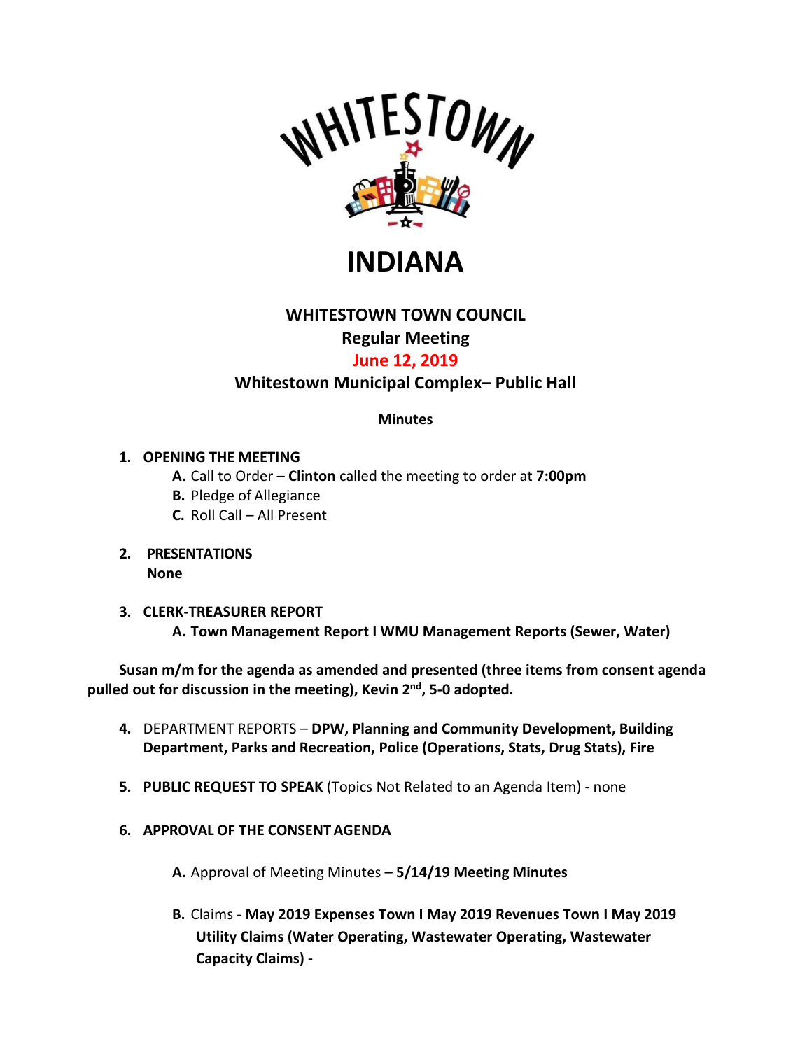# WHITESTOWN

# INDIANA

## WHITESTOWN TOWN COUNCIL
## Regular Meeting
## June 12, 2019
## Whitestown Municipal Complex– Public Hall

**Minutes**

1. **OPENING THE MEETING**
   - **A.** Call to Order – **Clinton** called the meeting to order at **7:00pm**
   - **B.** Pledge of Allegiance
   - **C.** Roll Call – All Present

2. **PRESENTATIONS**
   **None**

3. **CLERK-TREASURER REPORT**
   - **A. Town Management Report I WMU Management Reports (Sewer, Water)**

**Susan m/m for the agenda as amended and presented (three items from consent agenda pulled out for discussion in the meeting), Kevin 2nd, 5-0 adopted.**

4. DEPARTMENT REPORTS – **DPW, Planning and Community Development, Building Department, Parks and Recreation, Police (Operations, Stats, Drug Stats), Fire**

5. **PUBLIC REQUEST TO SPEAK** (Topics Not Related to an Agenda Item) - none

6. **APPROVAL OF THE CONSENT AGENDA**

   - **A.** Approval of Meeting Minutes – **5/14/19 Meeting Minutes**

   - **B.** Claims - **May 2019 Expenses Town I May 2019 Revenues Town I May 2019 Utility Claims (Water Operating, Wastewater Operating, Wastewater Capacity Claims) -**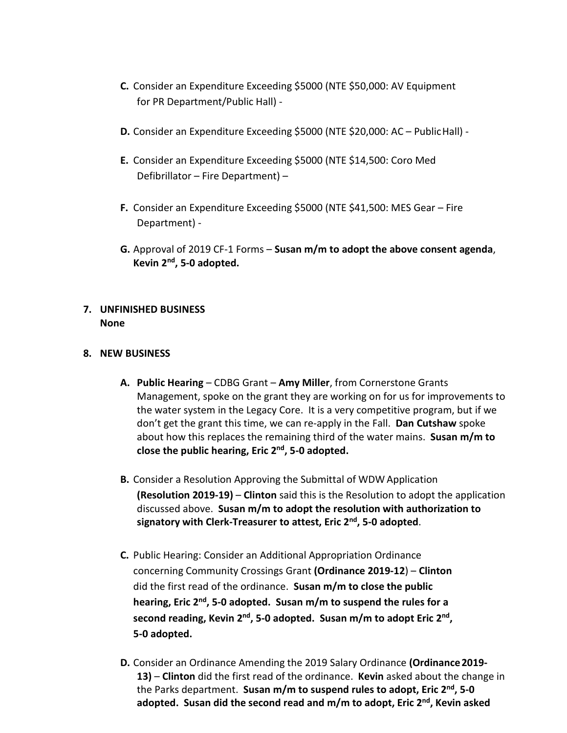**C.** Consider an Expenditure Exceeding $5000 (NTE $50,000: AV Equipment for PR Department/Public Hall) -

**D.** Consider an Expenditure Exceeding $5000 (NTE $20,000: AC – Public Hall) -

**E.** Consider an Expenditure Exceeding $5000 (NTE $14,500: Coro Med Defibrillator – Fire Department) –

**F.** Consider an Expenditure Exceeding $5000 (NTE $41,500: MES Gear – Fire Department) -

**G.** Approval of 2019 CF-1 Forms – **Susan m/m to adopt the above consent agenda**, **Kevin 2nd, 5-0 adopted.**

**7. UNFINISHED BUSINESS**
**None**

**8. NEW BUSINESS**

**A. Public Hearing** – CDBG Grant – **Amy Miller**, from Cornerstone Grants Management, spoke on the grant they are working on for us for improvements to the water system in the Legacy Core. It is a very competitive program, but if we don't get the grant this time, we can re-apply in the Fall. **Dan Cutshaw** spoke about how this replaces the remaining third of the water mains. **Susan m/m to close the public hearing, Eric 2nd, 5-0 adopted.**

**B.** Consider a Resolution Approving the Submittal of WDW Application **(Resolution 2019-19)** – **Clinton** said this is the Resolution to adopt the application discussed above. **Susan m/m to adopt the resolution with authorization to signatory with Clerk-Treasurer to attest, Eric 2nd, 5-0 adopted**.

**C.** Public Hearing: Consider an Additional Appropriation Ordinance concerning Community Crossings Grant **(Ordinance 2019-12**) – **Clinton** did the first read of the ordinance. **Susan m/m to close the public hearing, Eric 2nd, 5-0 adopted. Susan m/m to suspend the rules for a second reading, Kevin 2nd, 5-0 adopted. Susan m/m to adopt Eric 2nd, 5-0 adopted.**

**D.** Consider an Ordinance Amending the 2019 Salary Ordinance **(Ordinance 2019-13)** – **Clinton** did the first read of the ordinance. **Kevin** asked about the change in the Parks department. **Susan m/m to suspend rules to adopt, Eric 2nd, 5-0 adopted. Susan did the second read and m/m to adopt, Eric 2nd, Kevin asked**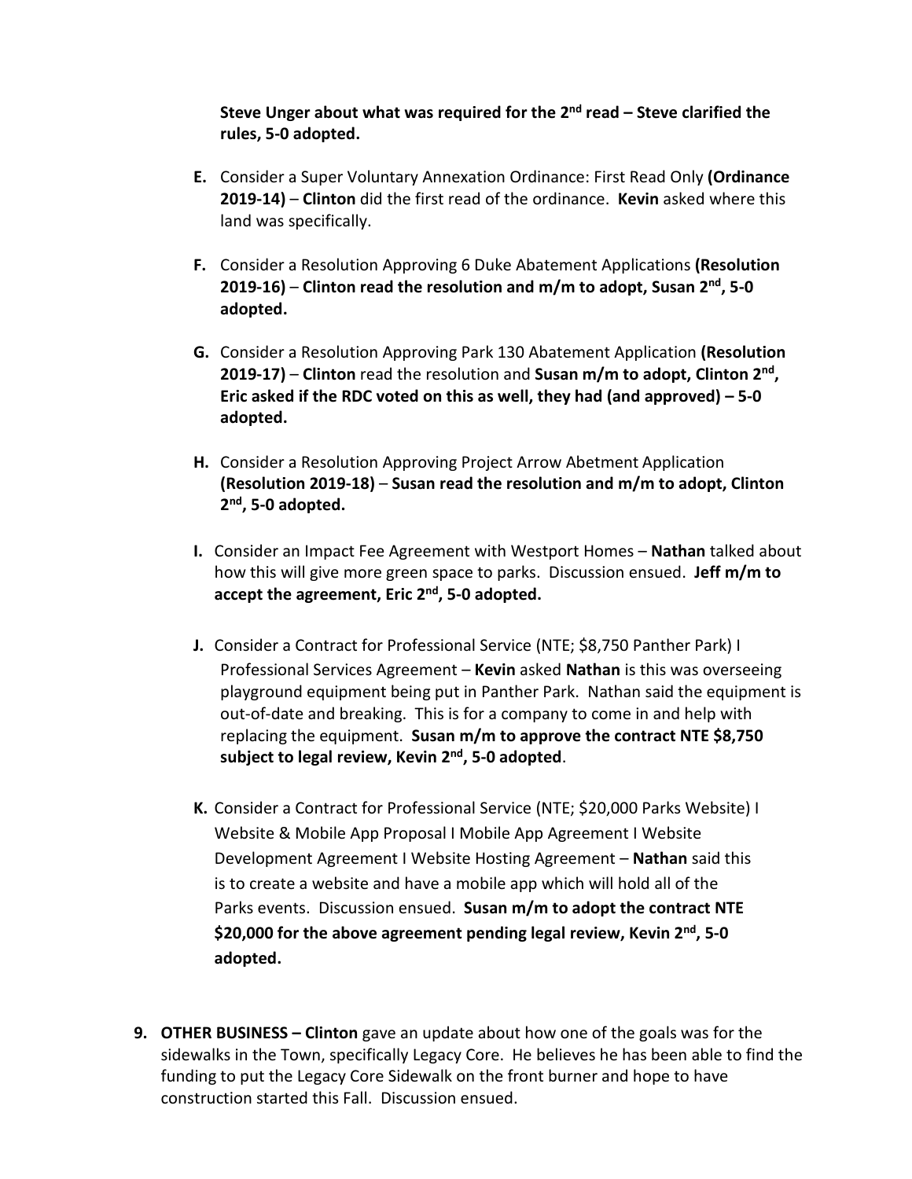**Steve Unger about what was required for the 2nd read – Steve clarified the rules, 5-0 adopted.**

- **E.** Consider a Super Voluntary Annexation Ordinance: First Read Only **(Ordinance 2019-14)** – **Clinton** did the first read of the ordinance. **Kevin** asked where this land was specifically.

- **F.** Consider a Resolution Approving 6 Duke Abatement Applications **(Resolution 2019-16)** – **Clinton read the resolution and m/m to adopt, Susan 2nd, 5-0 adopted.**

- **G.** Consider a Resolution Approving Park 130 Abatement Application **(Resolution 2019-17)** – **Clinton** read the resolution and **Susan m/m to adopt, Clinton 2nd, Eric asked if the RDC voted on this as well, they had (and approved) – 5-0 adopted.**

- **H.** Consider a Resolution Approving Project Arrow Abetment Application **(Resolution 2019-18)** – **Susan read the resolution and m/m to adopt, Clinton 2nd, 5-0 adopted.**

- **I.** Consider an Impact Fee Agreement with Westport Homes – **Nathan** talked about how this will give more green space to parks. Discussion ensued. **Jeff m/m to accept the agreement, Eric 2nd, 5-0 adopted.**

- **J.** Consider a Contract for Professional Service (NTE; $8,750 Panther Park) I Professional Services Agreement – **Kevin** asked **Nathan** is this was overseeing playground equipment being put in Panther Park. Nathan said the equipment is out-of-date and breaking. This is for a company to come in and help with replacing the equipment. **Susan m/m to approve the contract NTE $8,750 subject to legal review, Kevin 2nd, 5-0 adopted**.

- **K.** Consider a Contract for Professional Service (NTE; $20,000 Parks Website) I Website & Mobile App Proposal I Mobile App Agreement I Website Development Agreement I Website Hosting Agreement – **Nathan** said this is to create a website and have a mobile app which will hold all of the Parks events. Discussion ensued. **Susan m/m to adopt the contract NTE $20,000 for the above agreement pending legal review, Kevin 2nd, 5-0 adopted.**

**9. OTHER BUSINESS – Clinton** gave an update about how one of the goals was for the sidewalks in the Town, specifically Legacy Core. He believes he has been able to find the funding to put the Legacy Core Sidewalk on the front burner and hope to have construction started this Fall. Discussion ensued.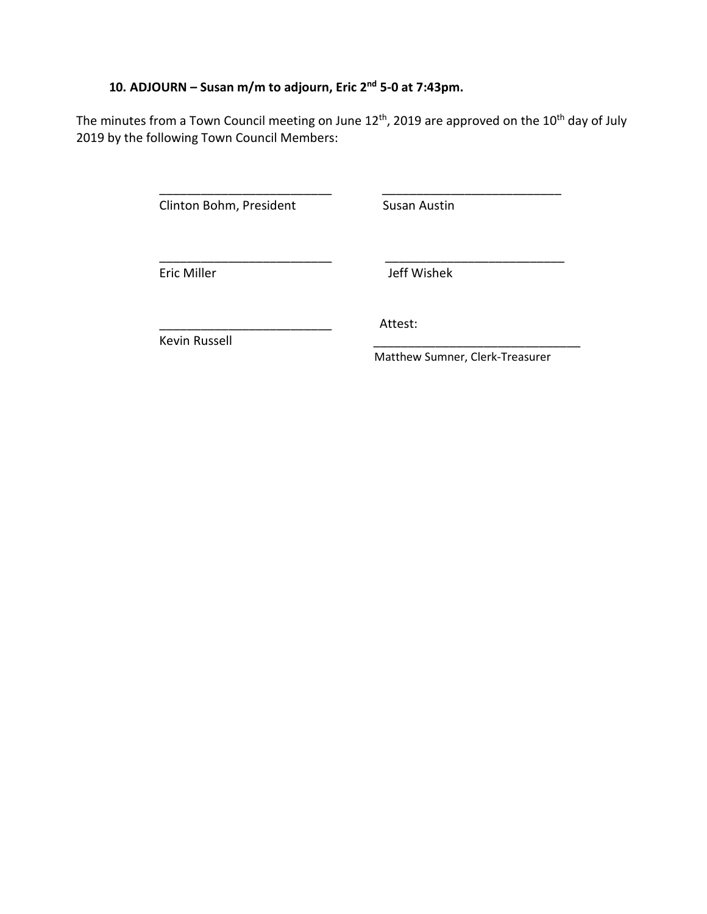**10. ADJOURN – Susan m/m to adjourn, Eric 2nd 5-0 at 7:43pm.**

The minutes from a Town Council meeting on June 12th, 2019 are approved on the 10th day of July 2019 by the following Town Council Members:

| | |
|---|---|
| _________________________ | _________________________ |
| Clinton Bohm, President | Susan Austin |
| _________________________ | _________________________ |
| Eric Miller | Jeff Wishek |
| _________________________ | Attest: |
| Kevin Russell | _____________________________ |
| | Matthew Sumner, Clerk-Treasurer |